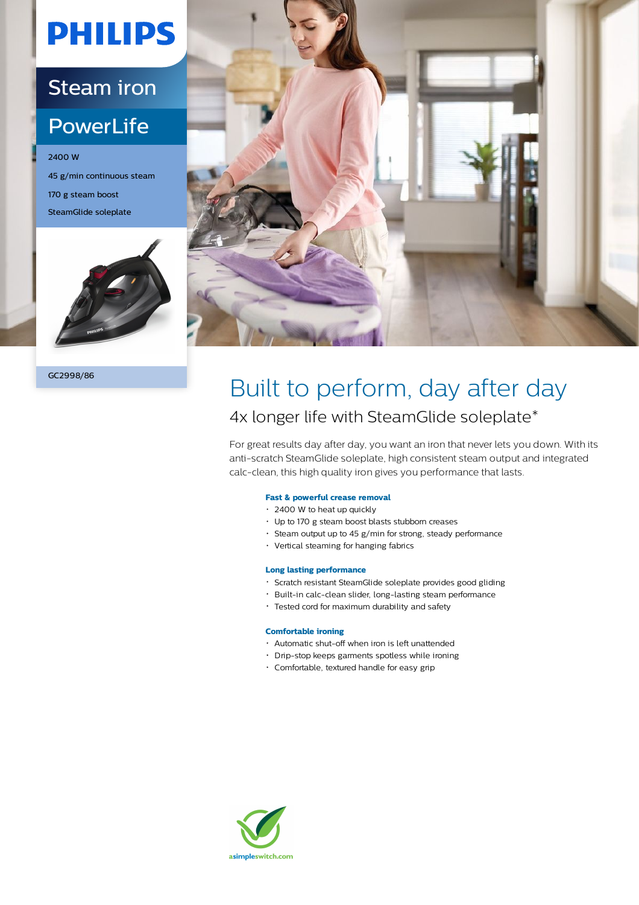PHILIPS

# Steam iron

## PowerLife

2400 W

45 g/min continuous steam

170 g steam boost

SteamGlide soleplate

GC2998/86

# Built to perform, day after day

## 4x longer life with SteamGlide soleplate*

For great results day after day, you want an iron that never lets you down. With its anti-scratch SteamGlide soleplate, high consistent steam output and integrated calc-clean, this high quality iron gives you performance that lasts.

**Fast & powerful crease removal**

- 2400 W to heat up quickly
- Up to 170 g steam boost blasts stubborn creases
- Steam output up to 45 g/min for strong, steady performance
- Vertical steaming for hanging fabrics

**Long lasting performance**

- Scratch resistant SteamGlide soleplate provides good gliding
- Built-in calc-clean slider, long-lasting steam performance
- Tested cord for maximum durability and safety

**Comfortable ironing**

- Automatic shut-off when iron is left unattended
- Drip-stop keeps garments spotless while ironing
- Comfortable, textured handle for easy grip

asimpleswitch.com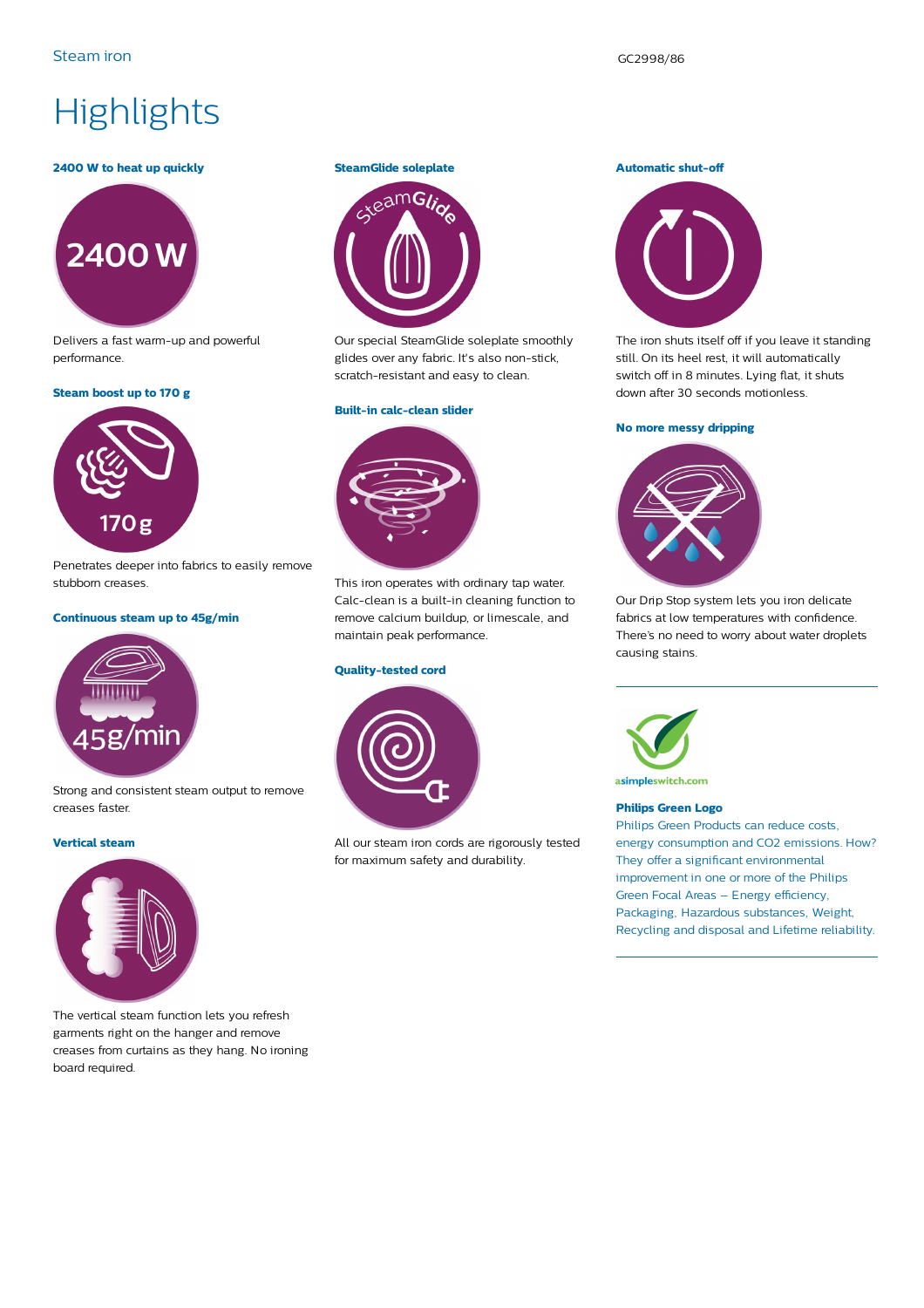# Highlights

### 2400 W to heat up quickly

Delivers a fast warm-up and powerful performance.

### Steam boost up to 170 g

Penetrates deeper into fabrics to easily remove stubborn creases.

### Continuous steam up to 45g/min

Strong and consistent steam output to remove creases faster.

### Vertical steam

The vertical steam function lets you refresh garments right on the hanger and remove creases from curtains as they hang. No ironing board required.

### SteamGlide soleplate

Our special SteamGlide soleplate smoothly glides over any fabric. It's also non-stick, scratch-resistant and easy to clean.

### Built-in calc-clean slider

This iron operates with ordinary tap water. Calc-clean is a built-in cleaning function to remove calcium buildup, or limescale, and maintain peak performance.

### Quality-tested cord

All our steam iron cords are rigorously tested for maximum safety and durability.

### Automatic shut-off

The iron shuts itself off if you leave it standing still. On its heel rest, it will automatically switch off in 8 minutes. Lying flat, it shuts down after 30 seconds motionless.

### No more messy dripping

Our Drip Stop system lets you iron delicate fabrics at low temperatures with confidence. There's no need to worry about water droplets causing stains.

---

asimpleswitch.com

### Philips Green Logo

Philips Green Products can reduce costs, energy consumption and $CO_2$ emissions. How? They offer a significant environmental improvement in one or more of the Philips Green Focal Areas – Energy efficiency, Packaging, Hazardous substances, Weight, Recycling and disposal and Lifetime reliability.

---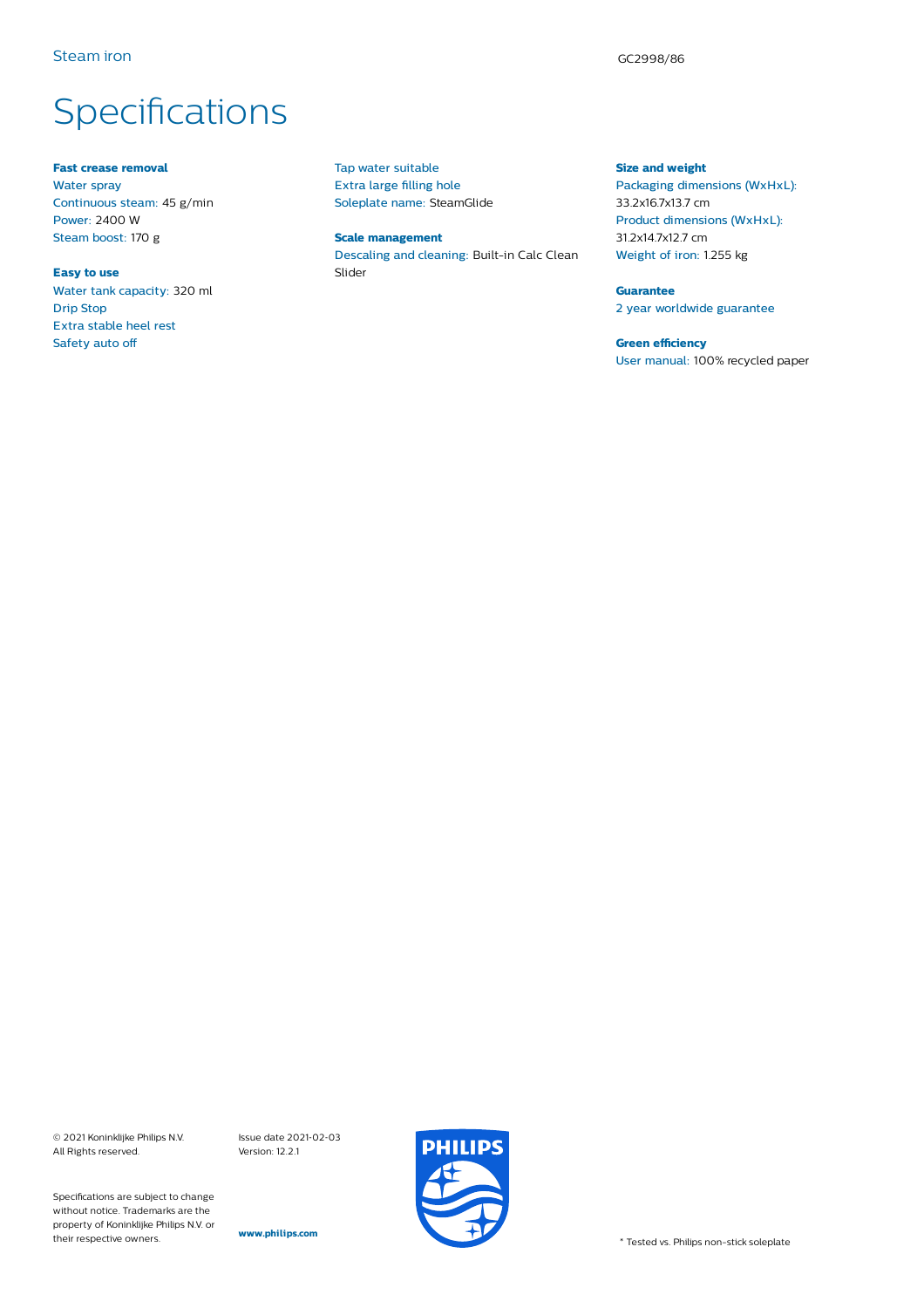Steam iron

GC2998/86

# Specifications

### Fast crease removal

- Water spray
- Continuous steam: 45 g/min
- Power: 2400 W
- Steam boost: 170 g

### Easy to use

- Water tank capacity: 320 ml
- Drip Stop
- Extra stable heel rest
- Safety auto off
- Tap water suitable
- Extra large filling hole
- Soleplate name: SteamGlide

### Scale management

- Descaling and cleaning: Built-in Calc Clean Slider

### Size and weight

- Packaging dimensions (WxHxL): 33.2x16.7x13.7 cm
- Product dimensions (WxHxL): 31.2x14.7x12.7 cm
- Weight of iron: 1.255 kg

### Guarantee

- 2 year worldwide guarantee

### Green efficiency

- User manual: 100% recycled paper

© 2021 Koninklijke Philips N.V.
All Rights reserved.

Issue date 2021-02-03
Version: 12.2.1

Specifications are subject to change without notice. Trademarks are the property of Koninklijke Philips N.V. or their respective owners.

www.philips.com

* Tested vs. Philips non-stick soleplate